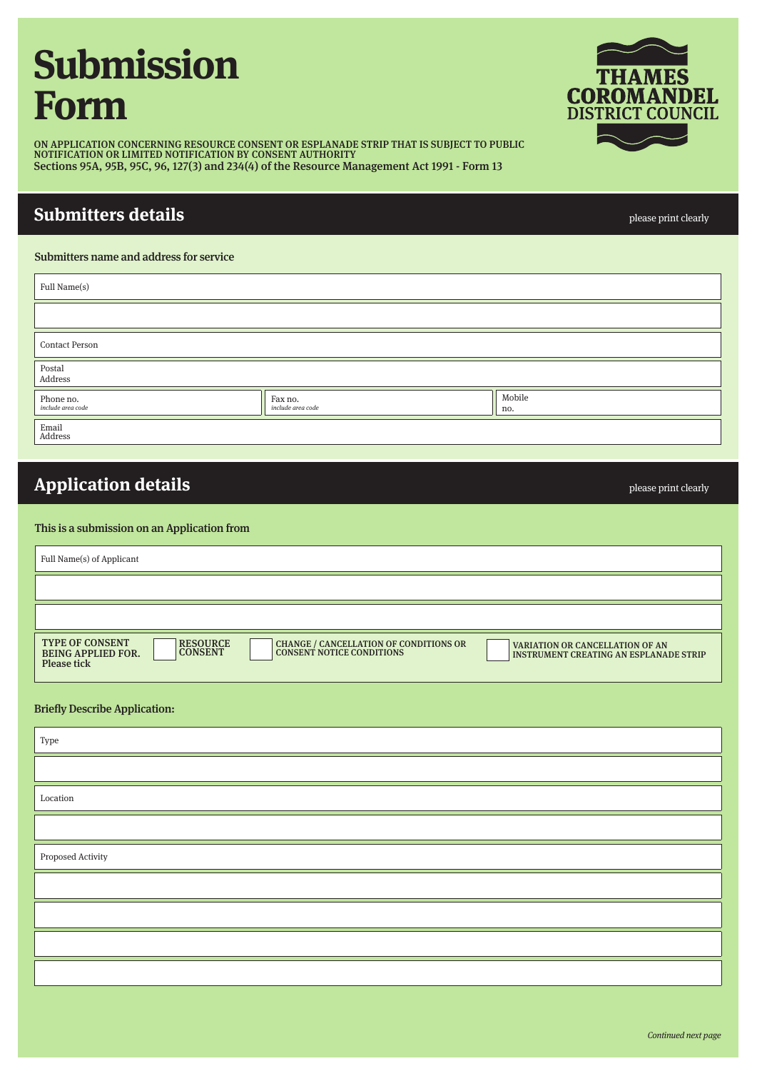# Submission Form

THAMES COROMANDEL DISTRICT COUNCIL

ON APPLICATION CONCERNING RESOURCE CONSENT OR ESPLANADE STRIP THAT IS SUBJECT TO PUBLIC NOTIFICATION OR LIMITED NOTIFICATION BY CONSENT AUTHORITY
Sections 95A, 95B, 95C, 96, 127(3) and 234(4) of the Resource Management Act 1991 - Form 13

## Submitters details

please print clearly

**Submitters name and address for service**

Full Name(s)

Contact Person

Postal Address

| | | |
|---|---|---|
| Phone no. *include area code* | Fax no. *include area code* | Mobile no. |

Email Address

## Application details

please print clearly

**This is a submission on an Application from**

Full Name(s) of Applicant

**TYPE OF CONSENT BEING APPLIED FOR. Please tick**

- ☐ RESOURCE CONSENT
- ☐ CHANGE / CANCELLATION OF CONDITIONS OR CONSENT NOTICE CONDITIONS
- ☐ VARIATION OR CANCELLATION OF AN INSTRUMENT CREATING AN ESPLANADE STRIP

**Briefly Describe Application:**

Type

Location

Proposed Activity

*Continued next page*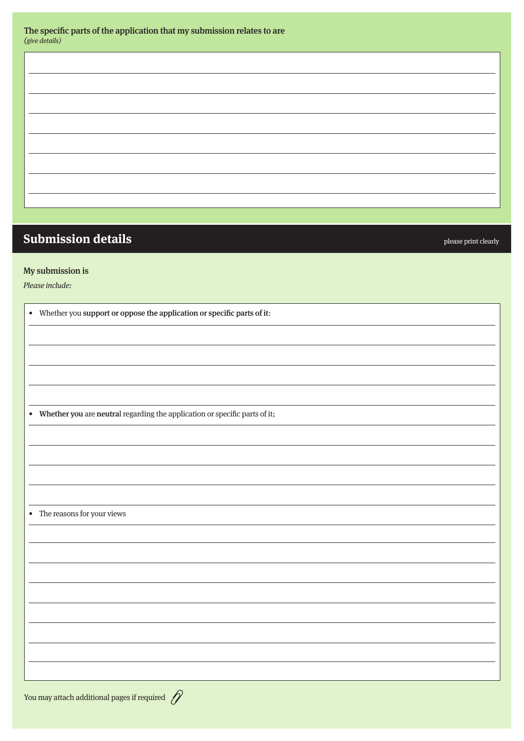**The specific parts of the application that my submission relates to are**
*(give details)*

## Submission details

please print clearly

**My submission is**

*Please include:*

- Whether you **support or oppose the application or specific parts of it**:

- **Whether you** are **neutra**l regarding the application or specific parts of it;

- The reasons for your views

You may attach additional pages if required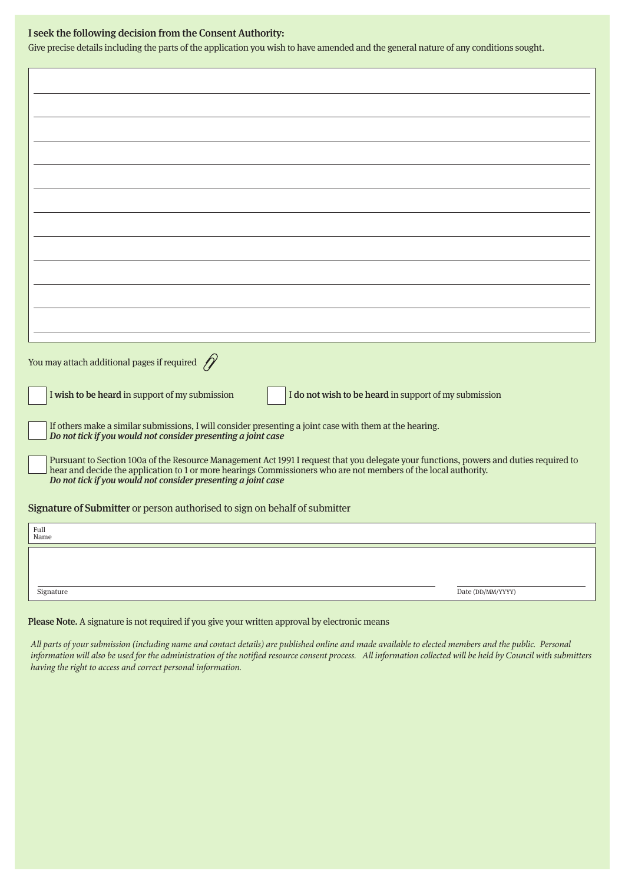**I seek the following decision from the Consent Authority:**

Give precise details including the parts of the application you wish to have amended and the general nature of any conditions sought.

You may attach additional pages if required

☐ I **wish to be heard** in support of my submission

☐ I **do not wish to be heard** in support of my submission

☐ If others make a similar submissions, I will consider presenting a joint case with them at the hearing.
***Do not tick if you would not consider presenting a joint case***

☐ Pursuant to Section 100a of the Resource Management Act 1991 I request that you delegate your functions, powers and duties required to hear and decide the application to 1 or more hearings Commissioners who are not members of the local authority.
***Do not tick if you would not consider presenting a joint case***

**Signature of Submitter** or person authorised to sign on behalf of submitter

Full Name

Signature

Date (DD/MM/YYYY)

**Please Note.** A signature is not required if you give your written approval by electronic means

*All parts of your submission (including name and contact details) are published online and made available to elected members and the public. Personal information will also be used for the administration of the notified resource consent process. All information collected will be held by Council with submitters having the right to access and correct personal information.*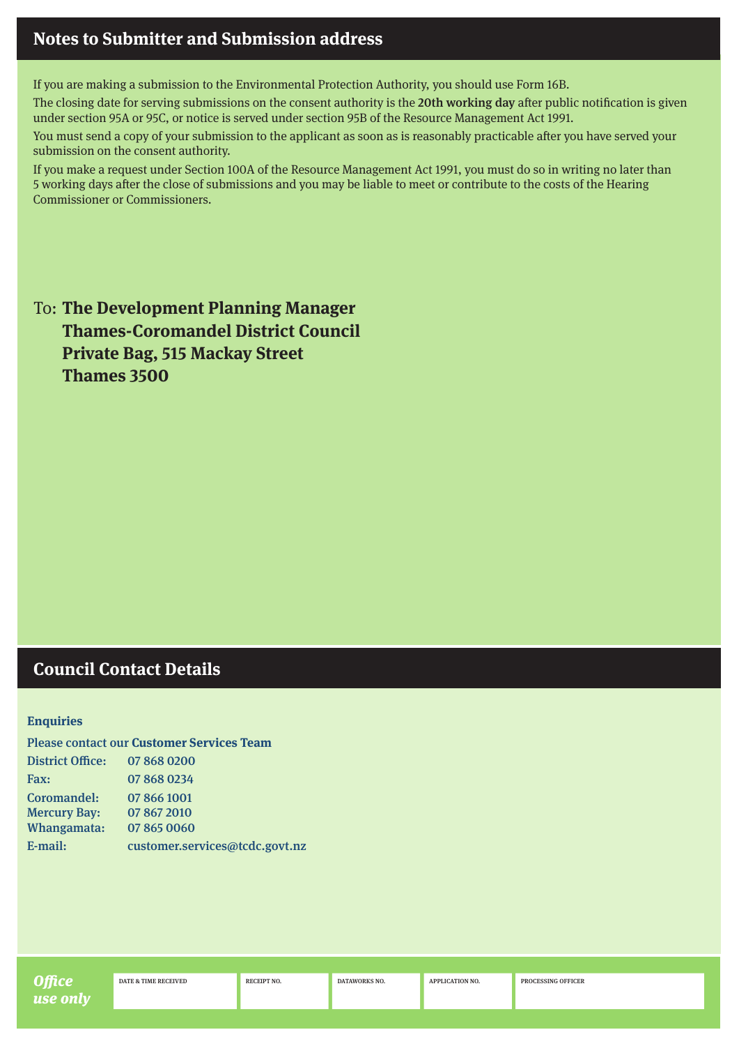## Notes to Submitter and Submission address

If you are making a submission to the Environmental Protection Authority, you should use Form 16B.

The closing date for serving submissions on the consent authority is the **20th working day** after public notification is given under section 95A or 95C, or notice is served under section 95B of the Resource Management Act 1991.

You must send a copy of your submission to the applicant as soon as is reasonably practicable after you have served your submission on the consent authority.

If you make a request under Section 100A of the Resource Management Act 1991, you must do so in writing no later than 5 working days after the close of submissions and you may be liable to meet or contribute to the costs of the Hearing Commissioner or Commissioners.

To: **The Development Planning Manager**
**Thames-Coromandel District Council**
**Private Bag, 515 Mackay Street**
**Thames 3500**

## Council Contact Details

**Enquiries**

Please contact our **Customer Services Team**

| | |
|---|---|
| District Office: | 07 868 0200 |
| Fax: | 07 868 0234 |
| Coromandel: | 07 866 1001 |
| Mercury Bay: | 07 867 2010 |
| Whangamata: | 07 865 0060 |
| E-mail: | customer.services@tcdc.govt.nz |

*Office use only*

| DATE & TIME RECEIVED | RECEIPT NO. | DATAWORKS NO. | APPLICATION NO. | PROCESSING OFFICER |
|---|---|---|---|---|
| | | | | |